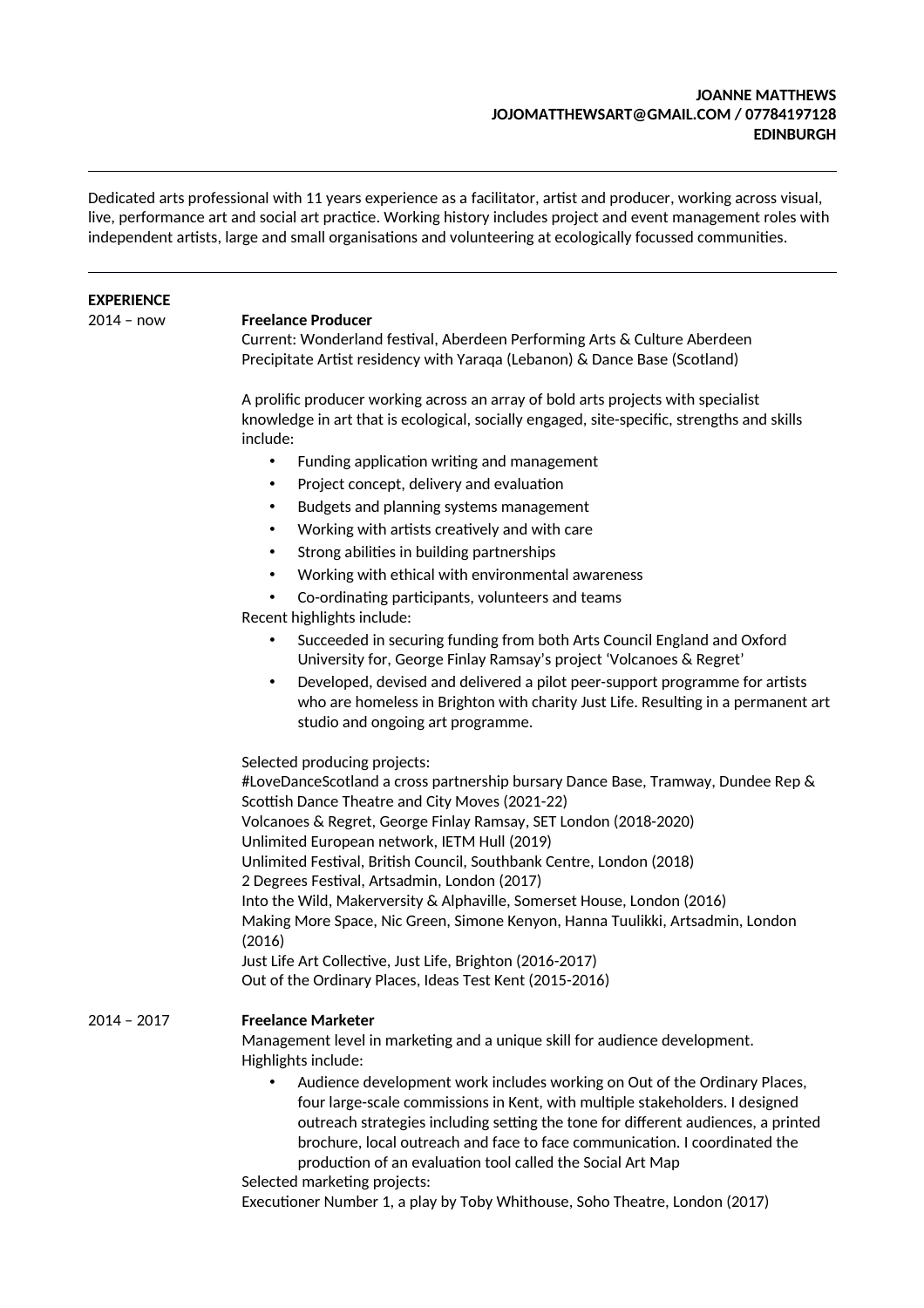**JOANNE MATTHEWS**
**JOJOMATTHEWSART@GMAIL.COM / 07784197128**
**EDINBURGH**

---

Dedicated arts professional with 11 years experience as a facilitator, artist and producer, working across visual, live, performance art and social art practice. Working history includes project and event management roles with independent artists, large and small organisations and volunteering at ecologically focussed communities.

---

**EXPERIENCE**

2014 – now **Freelance Producer**

Current: Wonderland festival, Aberdeen Performing Arts & Culture Aberdeen
Precipitate Artist residency with Yaraqa (Lebanon) & Dance Base (Scotland)

A prolific producer working across an array of bold arts projects with specialist knowledge in art that is ecological, socially engaged, site-specific, strengths and skills include:

- Funding application writing and management
- Project concept, delivery and evaluation
- Budgets and planning systems management
- Working with artists creatively and with care
- Strong abilities in building partnerships
- Working with ethical with environmental awareness
- Co-ordinating participants, volunteers and teams

Recent highlights include:

- Succeeded in securing funding from both Arts Council England and Oxford University for, George Finlay Ramsay's project 'Volcanoes & Regret'
- Developed, devised and delivered a pilot peer-support programme for artists who are homeless in Brighton with charity Just Life. Resulting in a permanent art studio and ongoing art programme.

Selected producing projects:
#LoveDanceScotland a cross partnership bursary Dance Base, Tramway, Dundee Rep & Scottish Dance Theatre and City Moves (2021-22)
Volcanoes & Regret, George Finlay Ramsay, SET London (2018-2020)
Unlimited European network, IETM Hull (2019)
Unlimited Festival, British Council, Southbank Centre, London (2018)
2 Degrees Festival, Artsadmin, London (2017)
Into the Wild, Makerversity & Alphaville, Somerset House, London (2016)
Making More Space, Nic Green, Simone Kenyon, Hanna Tuulikki, Artsadmin, London (2016)
Just Life Art Collective, Just Life, Brighton (2016-2017)
Out of the Ordinary Places, Ideas Test Kent (2015-2016)

2014 – 2017 **Freelance Marketer**

Management level in marketing and a unique skill for audience development.
Highlights include:

- Audience development work includes working on Out of the Ordinary Places, four large-scale commissions in Kent, with multiple stakeholders. I designed outreach strategies including setting the tone for different audiences, a printed brochure, local outreach and face to face communication. I coordinated the production of an evaluation tool called the Social Art Map

Selected marketing projects:
Executioner Number 1, a play by Toby Whithouse, Soho Theatre, London (2017)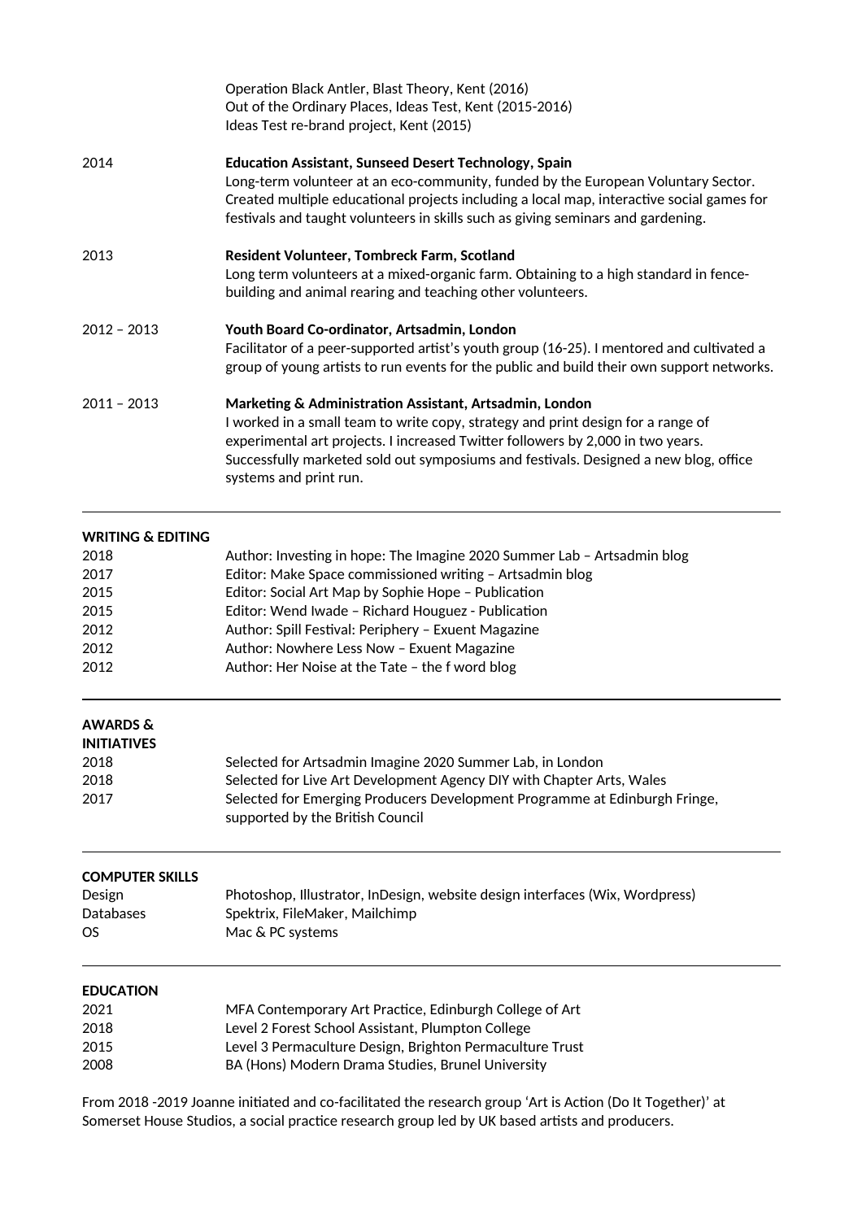Operation Black Antler, Blast Theory, Kent (2016)
Out of the Ordinary Places, Ideas Test, Kent (2015-2016)
Ideas Test re-brand project, Kent (2015)

2014 — **Education Assistant, Sunseed Desert Technology, Spain**
Long-term volunteer at an eco-community, funded by the European Voluntary Sector. Created multiple educational projects including a local map, interactive social games for festivals and taught volunteers in skills such as giving seminars and gardening.

2013 — **Resident Volunteer, Tombreck Farm, Scotland**
Long term volunteers at a mixed-organic farm. Obtaining to a high standard in fence-building and animal rearing and teaching other volunteers.

2012 – 2013 — **Youth Board Co-ordinator, Artsadmin, London**
Facilitator of a peer-supported artist's youth group (16-25). I mentored and cultivated a group of young artists to run events for the public and build their own support networks.

2011 – 2013 — **Marketing & Administration Assistant, Artsadmin, London**
I worked in a small team to write copy, strategy and print design for a range of experimental art projects. I increased Twitter followers by 2,000 in two years. Successfully marketed sold out symposiums and festivals. Designed a new blog, office systems and print run.

---

## WRITING & EDITING

| | |
|---|---|
| 2018 | Author: Investing in hope: The Imagine 2020 Summer Lab – Artsadmin blog |
| 2017 | Editor: Make Space commissioned writing – Artsadmin blog |
| 2015 | Editor: Social Art Map by Sophie Hope – Publication |
| 2015 | Editor: Wend Iwade – Richard Houguez - Publication |
| 2012 | Author: Spill Festival: Periphery – Exuent Magazine |
| 2012 | Author: Nowhere Less Now – Exuent Magazine |
| 2012 | Author: Her Noise at the Tate – the f word blog |

---

## AWARDS & INITIATIVES

| | |
|---|---|
| 2018 | Selected for Artsadmin Imagine 2020 Summer Lab, in London |
| 2018 | Selected for Live Art Development Agency DIY with Chapter Arts, Wales |
| 2017 | Selected for Emerging Producers Development Programme at Edinburgh Fringe, supported by the British Council |

---

## COMPUTER SKILLS

| | |
|---|---|
| Design | Photoshop, Illustrator, InDesign, website design interfaces (Wix, Wordpress) |
| Databases | Spektrix, FileMaker, Mailchimp |
| OS | Mac & PC systems |

---

## EDUCATION

| | |
|---|---|
| 2021 | MFA Contemporary Art Practice, Edinburgh College of Art |
| 2018 | Level 2 Forest School Assistant, Plumpton College |
| 2015 | Level 3 Permaculture Design, Brighton Permaculture Trust |
| 2008 | BA (Hons) Modern Drama Studies, Brunel University |

From 2018 -2019 Joanne initiated and co-facilitated the research group 'Art is Action (Do It Together)' at Somerset House Studios, a social practice research group led by UK based artists and producers.